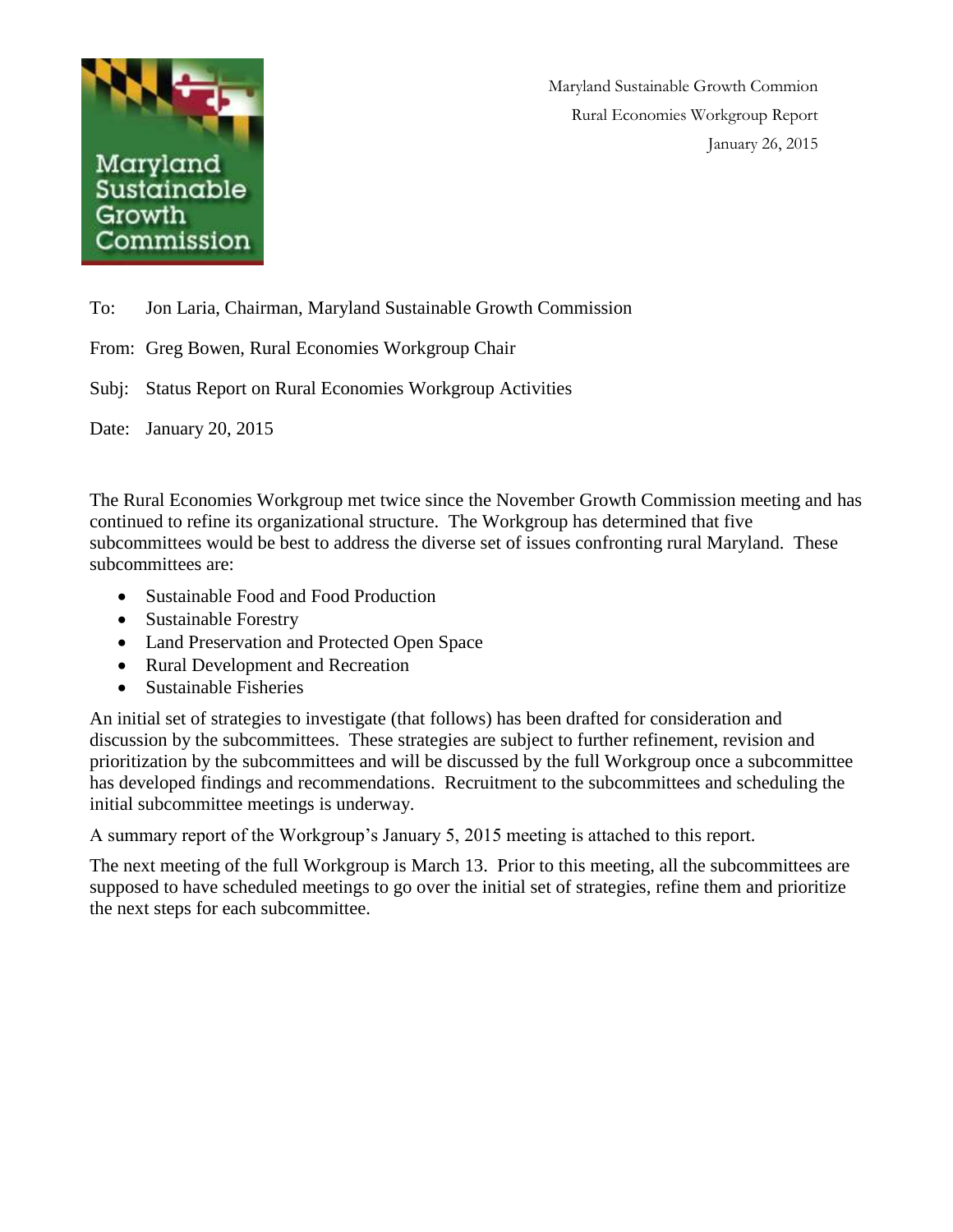Maryland Sustainable Growth Commion
Rural Economies Workgroup Report
January 26, 2015

To: Jon Laria, Chairman, Maryland Sustainable Growth Commission

From: Greg Bowen, Rural Economies Workgroup Chair

Subj: Status Report on Rural Economies Workgroup Activities

Date: January 20, 2015

The Rural Economies Workgroup met twice since the November Growth Commission meeting and has continued to refine its organizational structure. The Workgroup has determined that five subcommittees would be best to address the diverse set of issues confronting rural Maryland. These subcommittees are:

- Sustainable Food and Food Production
- Sustainable Forestry
- Land Preservation and Protected Open Space
- Rural Development and Recreation
- Sustainable Fisheries

An initial set of strategies to investigate (that follows) has been drafted for consideration and discussion by the subcommittees. These strategies are subject to further refinement, revision and prioritization by the subcommittees and will be discussed by the full Workgroup once a subcommittee has developed findings and recommendations. Recruitment to the subcommittees and scheduling the initial subcommittee meetings is underway.

A summary report of the Workgroup's January 5, 2015 meeting is attached to this report.

The next meeting of the full Workgroup is March 13. Prior to this meeting, all the subcommittees are supposed to have scheduled meetings to go over the initial set of strategies, refine them and prioritize the next steps for each subcommittee.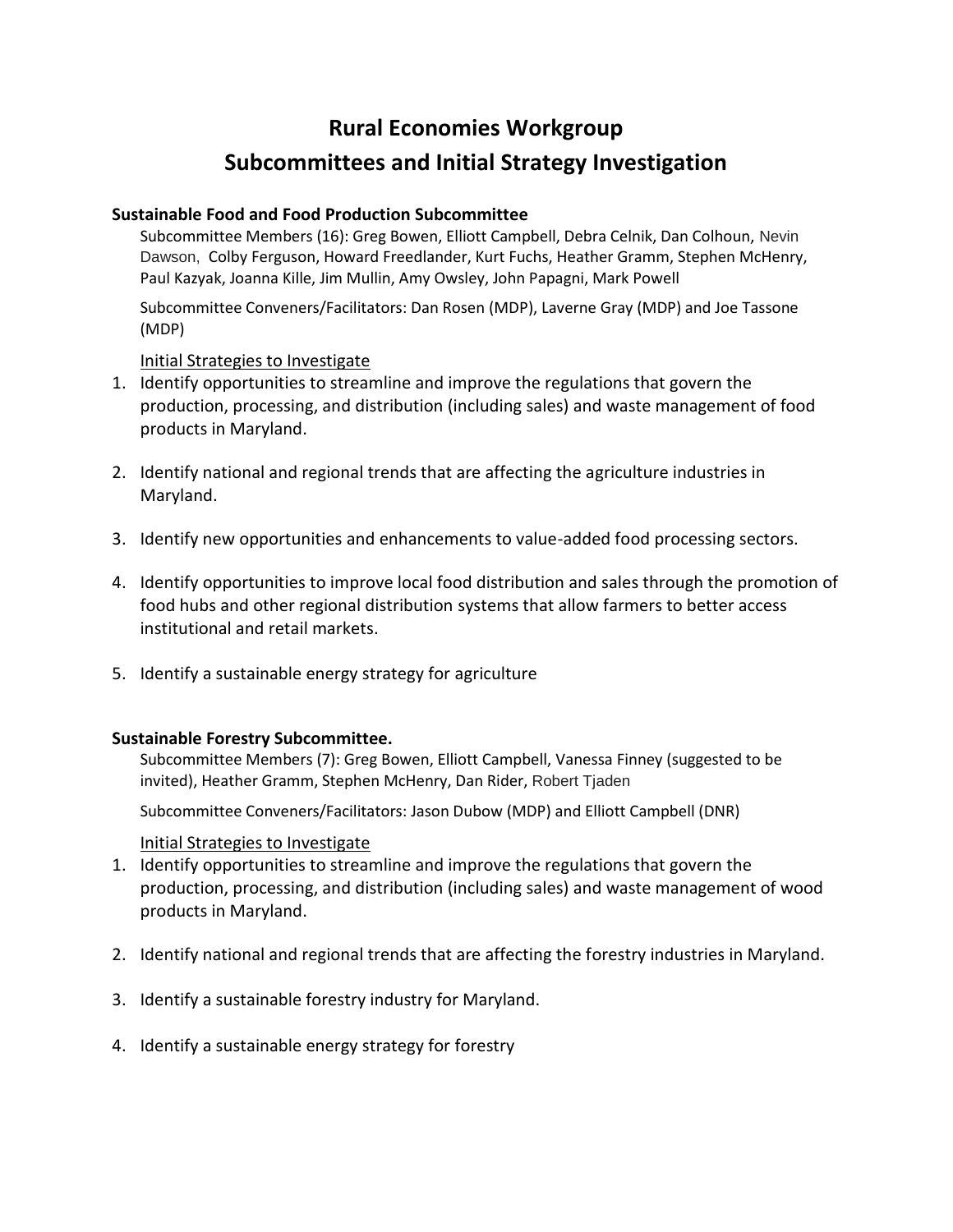# Rural Economies Workgroup
# Subcommittees and Initial Strategy Investigation

### Sustainable Food and Food Production Subcommittee

Subcommittee Members (16): Greg Bowen, Elliott Campbell, Debra Celnik, Dan Colhoun, Nevin Dawson, Colby Ferguson, Howard Freedlander, Kurt Fuchs, Heather Gramm, Stephen McHenry, Paul Kazyak, Joanna Kille, Jim Mullin, Amy Owsley, John Papagni, Mark Powell

Subcommittee Conveners/Facilitators: Dan Rosen (MDP), Laverne Gray (MDP) and Joe Tassone (MDP)

Initial Strategies to Investigate

1. Identify opportunities to streamline and improve the regulations that govern the production, processing, and distribution (including sales) and waste management of food products in Maryland.
2. Identify national and regional trends that are affecting the agriculture industries in Maryland.
3. Identify new opportunities and enhancements to value-added food processing sectors.
4. Identify opportunities to improve local food distribution and sales through the promotion of food hubs and other regional distribution systems that allow farmers to better access institutional and retail markets.
5. Identify a sustainable energy strategy for agriculture

### Sustainable Forestry Subcommittee.

Subcommittee Members (7): Greg Bowen, Elliott Campbell, Vanessa Finney (suggested to be invited), Heather Gramm, Stephen McHenry, Dan Rider, Robert Tjaden

Subcommittee Conveners/Facilitators: Jason Dubow (MDP) and Elliott Campbell (DNR)

Initial Strategies to Investigate

1. Identify opportunities to streamline and improve the regulations that govern the production, processing, and distribution (including sales) and waste management of wood products in Maryland.
2. Identify national and regional trends that are affecting the forestry industries in Maryland.
3. Identify a sustainable forestry industry for Maryland.
4. Identify a sustainable energy strategy for forestry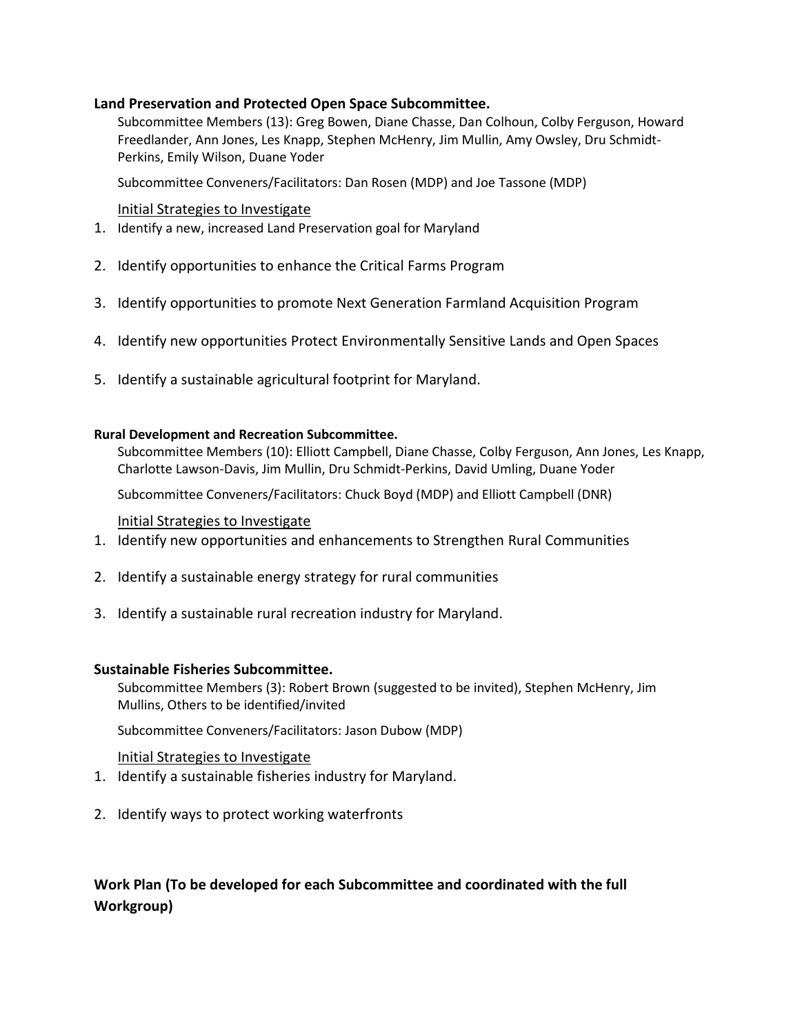**Land Preservation and Protected Open Space Subcommittee.**

Subcommittee Members (13): Greg Bowen, Diane Chasse, Dan Colhoun, Colby Ferguson, Howard Freedlander, Ann Jones, Les Knapp, Stephen McHenry, Jim Mullin, Amy Owsley, Dru Schmidt-Perkins, Emily Wilson, Duane Yoder

Subcommittee Conveners/Facilitators: Dan Rosen (MDP) and Joe Tassone (MDP)

<u>Initial Strategies to Investigate</u>

1. Identify a new, increased Land Preservation goal for Maryland
2. Identify opportunities to enhance the Critical Farms Program
3. Identify opportunities to promote Next Generation Farmland Acquisition Program
4. Identify new opportunities Protect Environmentally Sensitive Lands and Open Spaces
5. Identify a sustainable agricultural footprint for Maryland.

**Rural Development and Recreation Subcommittee.**

Subcommittee Members (10): Elliott Campbell, Diane Chasse, Colby Ferguson, Ann Jones, Les Knapp, Charlotte Lawson-Davis, Jim Mullin, Dru Schmidt-Perkins, David Umling, Duane Yoder

Subcommittee Conveners/Facilitators: Chuck Boyd (MDP) and Elliott Campbell (DNR)

<u>Initial Strategies to Investigate</u>

1. Identify new opportunities and enhancements to Strengthen Rural Communities
2. Identify a sustainable energy strategy for rural communities
3. Identify a sustainable rural recreation industry for Maryland.

**Sustainable Fisheries Subcommittee.**

Subcommittee Members (3): Robert Brown (suggested to be invited), Stephen McHenry, Jim Mullins, Others to be identified/invited

Subcommittee Conveners/Facilitators: Jason Dubow (MDP)

<u>Initial Strategies to Investigate</u>

1. Identify a sustainable fisheries industry for Maryland.
2. Identify ways to protect working waterfronts

**Work Plan (To be developed for each Subcommittee and coordinated with the full Workgroup)**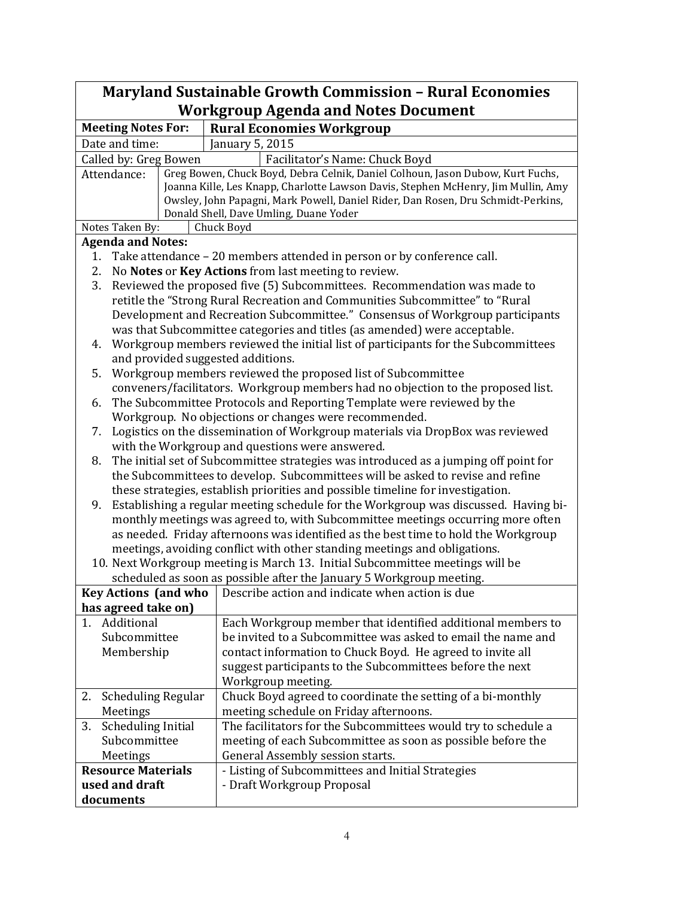## Maryland Sustainable Growth Commission – Rural Economies Workgroup Agenda and Notes Document

| | |
|---|---|
| **Meeting Notes For:** | **Rural Economies Workgroup** |
| Date and time: | January 5, 2015 |
| Called by: Greg Bowen | Facilitator's Name: Chuck Boyd |
| Attendance: | Greg Bowen, Chuck Boyd, Debra Celnik, Daniel Colhoun, Jason Dubow, Kurt Fuchs, Joanna Kille, Les Knapp, Charlotte Lawson Davis, Stephen McHenry, Jim Mullin, Amy Owsley, John Papagni, Mark Powell, Daniel Rider, Dan Rosen, Dru Schmidt-Perkins, Donald Shell, Dave Umling, Duane Yoder |
| Notes Taken By: | Chuck Boyd |

**Agenda and Notes:**

1. Take attendance – 20 members attended in person or by conference call.
2. No **Notes** or **Key Actions** from last meeting to review.
3. Reviewed the proposed five (5) Subcommittees. Recommendation was made to retitle the "Strong Rural Recreation and Communities Subcommittee" to "Rural Development and Recreation Subcommittee." Consensus of Workgroup participants was that Subcommittee categories and titles (as amended) were acceptable.
4. Workgroup members reviewed the initial list of participants for the Subcommittees and provided suggested additions.
5. Workgroup members reviewed the proposed list of Subcommittee conveners/facilitators. Workgroup members had no objection to the proposed list.
6. The Subcommittee Protocols and Reporting Template were reviewed by the Workgroup. No objections or changes were recommended.
7. Logistics on the dissemination of Workgroup materials via DropBox was reviewed with the Workgroup and questions were answered.
8. The initial set of Subcommittee strategies was introduced as a jumping off point for the Subcommittees to develop. Subcommittees will be asked to revise and refine these strategies, establish priorities and possible timeline for investigation.
9. Establishing a regular meeting schedule for the Workgroup was discussed. Having bi-monthly meetings was agreed to, with Subcommittee meetings occurring more often as needed. Friday afternoons was identified as the best time to hold the Workgroup meetings, avoiding conflict with other standing meetings and obligations.
10. Next Workgroup meeting is March 13. Initial Subcommittee meetings will be scheduled as soon as possible after the January 5 Workgroup meeting.

| **Key Actions (and who has agreed take on)** | Describe action and indicate when action is due |
|---|---|
| 1. Additional Subcommittee Membership | Each Workgroup member that identified additional members to be invited to a Subcommittee was asked to email the name and contact information to Chuck Boyd. He agreed to invite all suggest participants to the Subcommittees before the next Workgroup meeting. |
| 2. Scheduling Regular Meetings | Chuck Boyd agreed to coordinate the setting of a bi-monthly meeting schedule on Friday afternoons. |
| 3. Scheduling Initial Subcommittee Meetings | The facilitators for the Subcommittees would try to schedule a meeting of each Subcommittee as soon as possible before the General Assembly session starts. |
| **Resource Materials used and draft documents** | - Listing of Subcommittees and Initial Strategies<br>- Draft Workgroup Proposal |